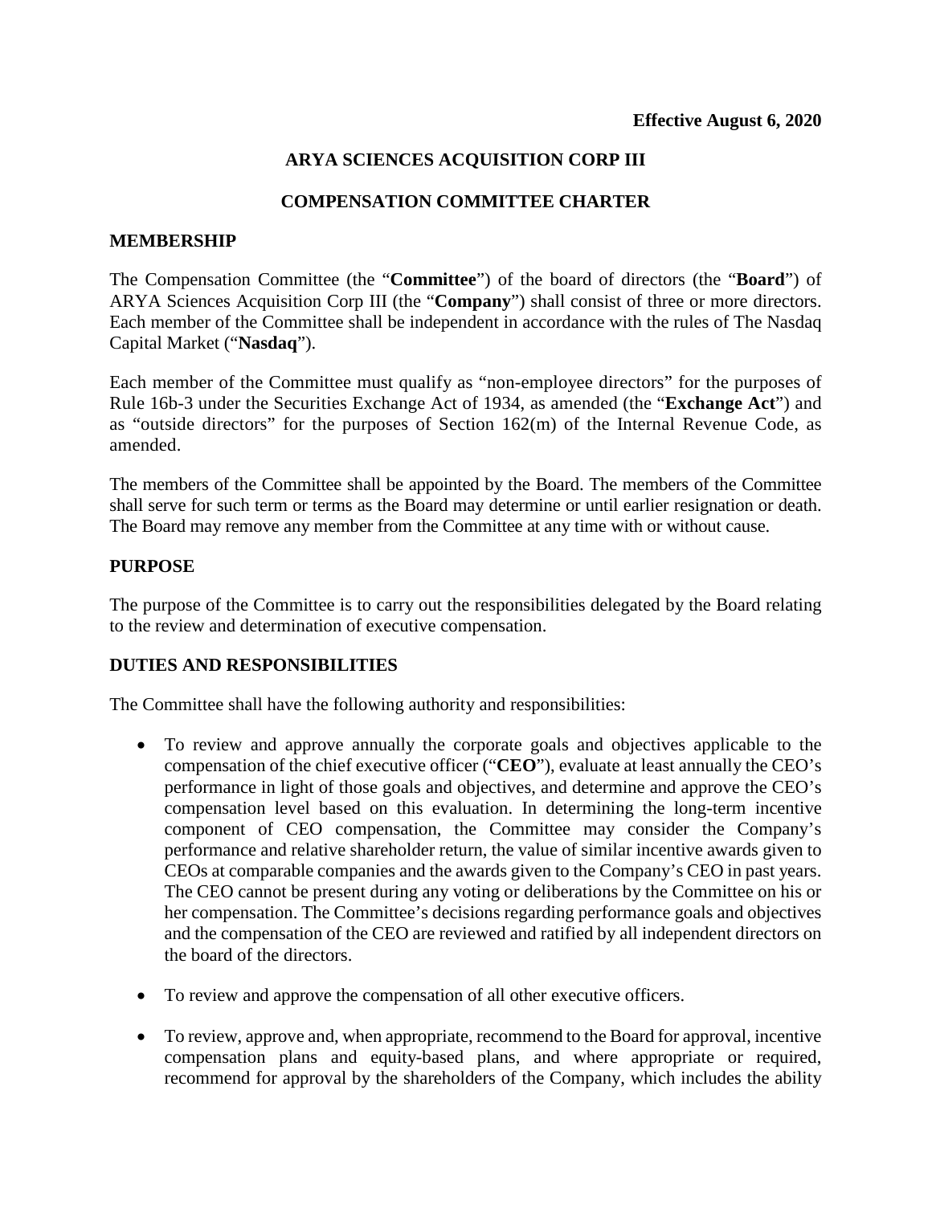**Effective August 6, 2020**

# ARYA SCIENCES ACQUISITION CORP III

# COMPENSATION COMMITTEE CHARTER

## MEMBERSHIP

The Compensation Committee (the "**Committee**") of the board of directors (the "**Board**") of ARYA Sciences Acquisition Corp III (the "**Company**") shall consist of three or more directors. Each member of the Committee shall be independent in accordance with the rules of The Nasdaq Capital Market ("**Nasdaq**").

Each member of the Committee must qualify as "non-employee directors" for the purposes of Rule 16b-3 under the Securities Exchange Act of 1934, as amended (the "**Exchange Act**") and as "outside directors" for the purposes of Section 162(m) of the Internal Revenue Code, as amended.

The members of the Committee shall be appointed by the Board. The members of the Committee shall serve for such term or terms as the Board may determine or until earlier resignation or death. The Board may remove any member from the Committee at any time with or without cause.

## PURPOSE

The purpose of the Committee is to carry out the responsibilities delegated by the Board relating to the review and determination of executive compensation.

## DUTIES AND RESPONSIBILITIES

The Committee shall have the following authority and responsibilities:

- To review and approve annually the corporate goals and objectives applicable to the compensation of the chief executive officer ("**CEO**"), evaluate at least annually the CEO's performance in light of those goals and objectives, and determine and approve the CEO's compensation level based on this evaluation. In determining the long-term incentive component of CEO compensation, the Committee may consider the Company's performance and relative shareholder return, the value of similar incentive awards given to CEOs at comparable companies and the awards given to the Company's CEO in past years. The CEO cannot be present during any voting or deliberations by the Committee on his or her compensation. The Committee's decisions regarding performance goals and objectives and the compensation of the CEO are reviewed and ratified by all independent directors on the board of the directors.

- To review and approve the compensation of all other executive officers.

- To review, approve and, when appropriate, recommend to the Board for approval, incentive compensation plans and equity-based plans, and where appropriate or required, recommend for approval by the shareholders of the Company, which includes the ability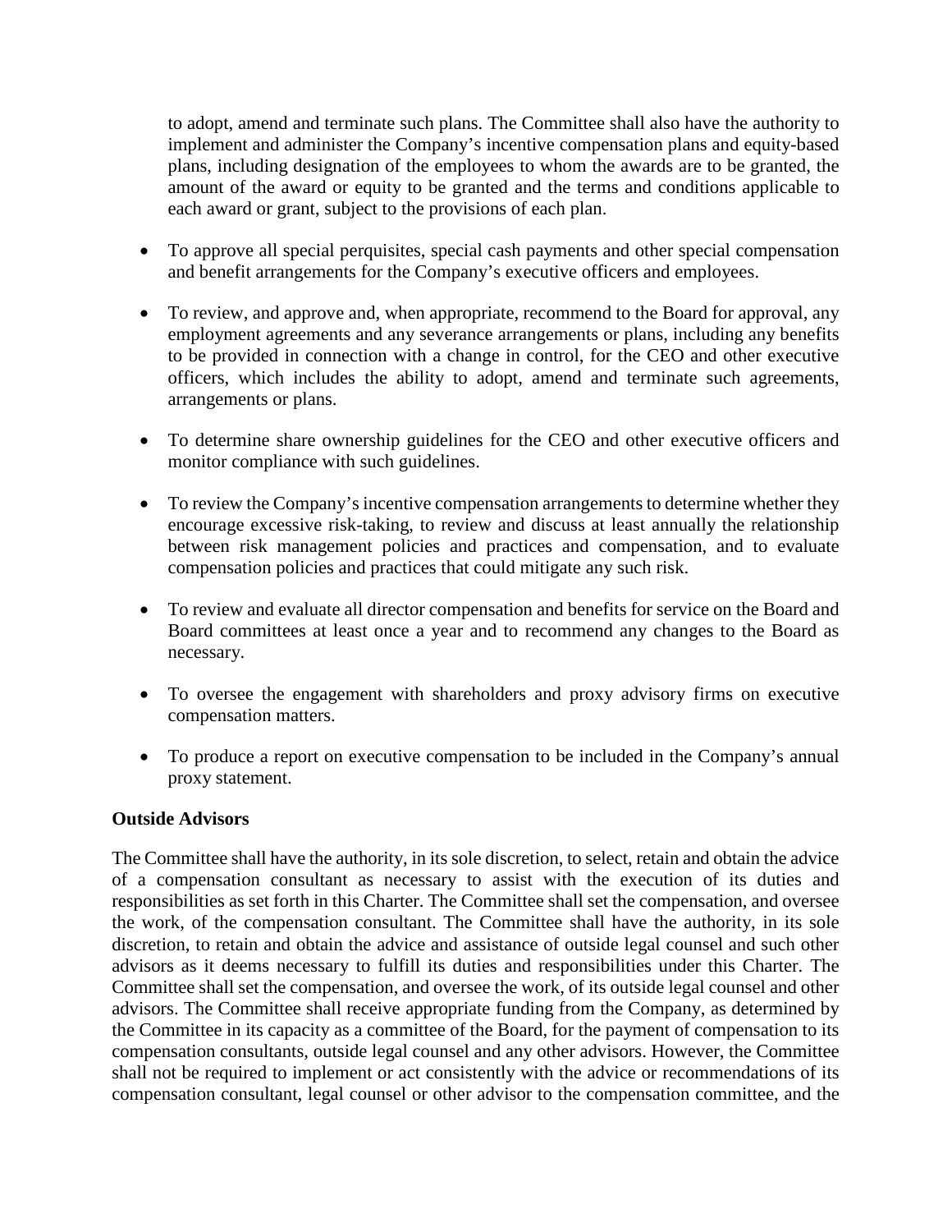to adopt, amend and terminate such plans. The Committee shall also have the authority to implement and administer the Company's incentive compensation plans and equity-based plans, including designation of the employees to whom the awards are to be granted, the amount of the award or equity to be granted and the terms and conditions applicable to each award or grant, subject to the provisions of each plan.

- To approve all special perquisites, special cash payments and other special compensation and benefit arrangements for the Company's executive officers and employees.

- To review, and approve and, when appropriate, recommend to the Board for approval, any employment agreements and any severance arrangements or plans, including any benefits to be provided in connection with a change in control, for the CEO and other executive officers, which includes the ability to adopt, amend and terminate such agreements, arrangements or plans.

- To determine share ownership guidelines for the CEO and other executive officers and monitor compliance with such guidelines.

- To review the Company's incentive compensation arrangements to determine whether they encourage excessive risk-taking, to review and discuss at least annually the relationship between risk management policies and practices and compensation, and to evaluate compensation policies and practices that could mitigate any such risk.

- To review and evaluate all director compensation and benefits for service on the Board and Board committees at least once a year and to recommend any changes to the Board as necessary.

- To oversee the engagement with shareholders and proxy advisory firms on executive compensation matters.

- To produce a report on executive compensation to be included in the Company's annual proxy statement.

**Outside Advisors**

The Committee shall have the authority, in its sole discretion, to select, retain and obtain the advice of a compensation consultant as necessary to assist with the execution of its duties and responsibilities as set forth in this Charter. The Committee shall set the compensation, and oversee the work, of the compensation consultant. The Committee shall have the authority, in its sole discretion, to retain and obtain the advice and assistance of outside legal counsel and such other advisors as it deems necessary to fulfill its duties and responsibilities under this Charter. The Committee shall set the compensation, and oversee the work, of its outside legal counsel and other advisors. The Committee shall receive appropriate funding from the Company, as determined by the Committee in its capacity as a committee of the Board, for the payment of compensation to its compensation consultants, outside legal counsel and any other advisors. However, the Committee shall not be required to implement or act consistently with the advice or recommendations of its compensation consultant, legal counsel or other advisor to the compensation committee, and the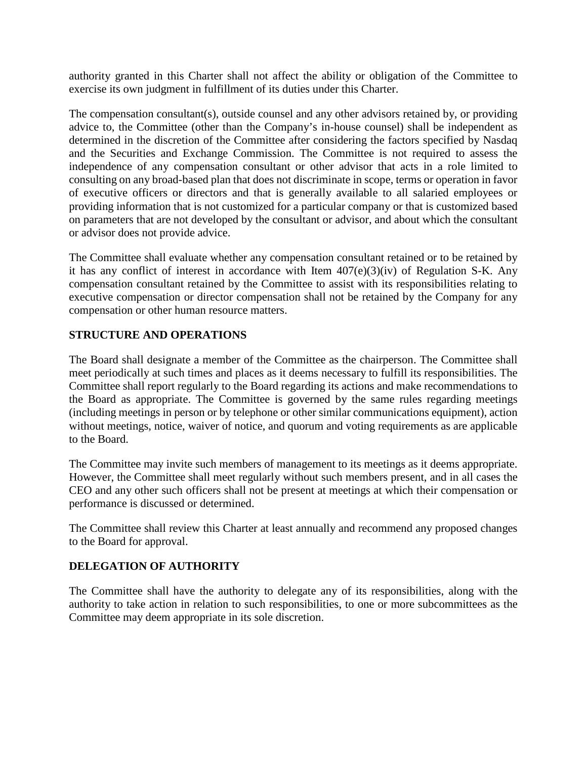authority granted in this Charter shall not affect the ability or obligation of the Committee to exercise its own judgment in fulfillment of its duties under this Charter.

The compensation consultant(s), outside counsel and any other advisors retained by, or providing advice to, the Committee (other than the Company's in-house counsel) shall be independent as determined in the discretion of the Committee after considering the factors specified by Nasdaq and the Securities and Exchange Commission. The Committee is not required to assess the independence of any compensation consultant or other advisor that acts in a role limited to consulting on any broad-based plan that does not discriminate in scope, terms or operation in favor of executive officers or directors and that is generally available to all salaried employees or providing information that is not customized for a particular company or that is customized based on parameters that are not developed by the consultant or advisor, and about which the consultant or advisor does not provide advice.

The Committee shall evaluate whether any compensation consultant retained or to be retained by it has any conflict of interest in accordance with Item 407(e)(3)(iv) of Regulation S-K. Any compensation consultant retained by the Committee to assist with its responsibilities relating to executive compensation or director compensation shall not be retained by the Company for any compensation or other human resource matters.

## STRUCTURE AND OPERATIONS

The Board shall designate a member of the Committee as the chairperson. The Committee shall meet periodically at such times and places as it deems necessary to fulfill its responsibilities. The Committee shall report regularly to the Board regarding its actions and make recommendations to the Board as appropriate. The Committee is governed by the same rules regarding meetings (including meetings in person or by telephone or other similar communications equipment), action without meetings, notice, waiver of notice, and quorum and voting requirements as are applicable to the Board.

The Committee may invite such members of management to its meetings as it deems appropriate. However, the Committee shall meet regularly without such members present, and in all cases the CEO and any other such officers shall not be present at meetings at which their compensation or performance is discussed or determined.

The Committee shall review this Charter at least annually and recommend any proposed changes to the Board for approval.

## DELEGATION OF AUTHORITY

The Committee shall have the authority to delegate any of its responsibilities, along with the authority to take action in relation to such responsibilities, to one or more subcommittees as the Committee may deem appropriate in its sole discretion.